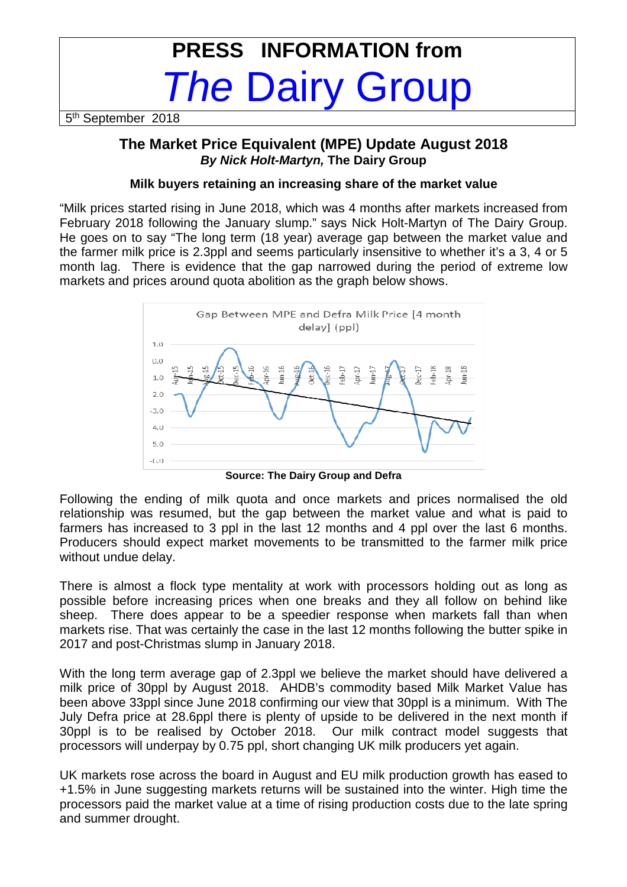# PRESS INFORMATION from

# *The* Dairy Group

5th September 2018

## The Market Price Equivalent (MPE) Update August 2018

***By Nick Holt-Martyn,* The Dairy Group**

### Milk buyers retaining an increasing share of the market value

"Milk prices started rising in June 2018, which was 4 months after markets increased from February 2018 following the January slump." says Nick Holt-Martyn of The Dairy Group. He goes on to say "The long term (18 year) average gap between the market value and the farmer milk price is 2.3ppl and seems particularly insensitive to whether it's a 3, 4 or 5 month lag. There is evidence that the gap narrowed during the period of extreme low markets and prices around quota abolition as the graph below shows.

Gap Between MPE and Defra Milk Price [4 month delay] (ppl)

**Source: The Dairy Group and Defra**

Following the ending of milk quota and once markets and prices normalised the old relationship was resumed, but the gap between the market value and what is paid to farmers has increased to 3 ppl in the last 12 months and 4 ppl over the last 6 months. Producers should expect market movements to be transmitted to the farmer milk price without undue delay.

There is almost a flock type mentality at work with processors holding out as long as possible before increasing prices when one breaks and they all follow on behind like sheep. There does appear to be a speedier response when markets fall than when markets rise. That was certainly the case in the last 12 months following the butter spike in 2017 and post-Christmas slump in January 2018.

With the long term average gap of 2.3ppl we believe the market should have delivered a milk price of 30ppl by August 2018. AHDB's commodity based Milk Market Value has been above 33ppl since June 2018 confirming our view that 30ppl is a minimum. With The July Defra price at 28.6ppl there is plenty of upside to be delivered in the next month if 30ppl is to be realised by October 2018. Our milk contract model suggests that processors will underpay by 0.75 ppl, short changing UK milk producers yet again.

UK markets rose across the board in August and EU milk production growth has eased to +1.5% in June suggesting markets returns will be sustained into the winter. High time the processors paid the market value at a time of rising production costs due to the late spring and summer drought.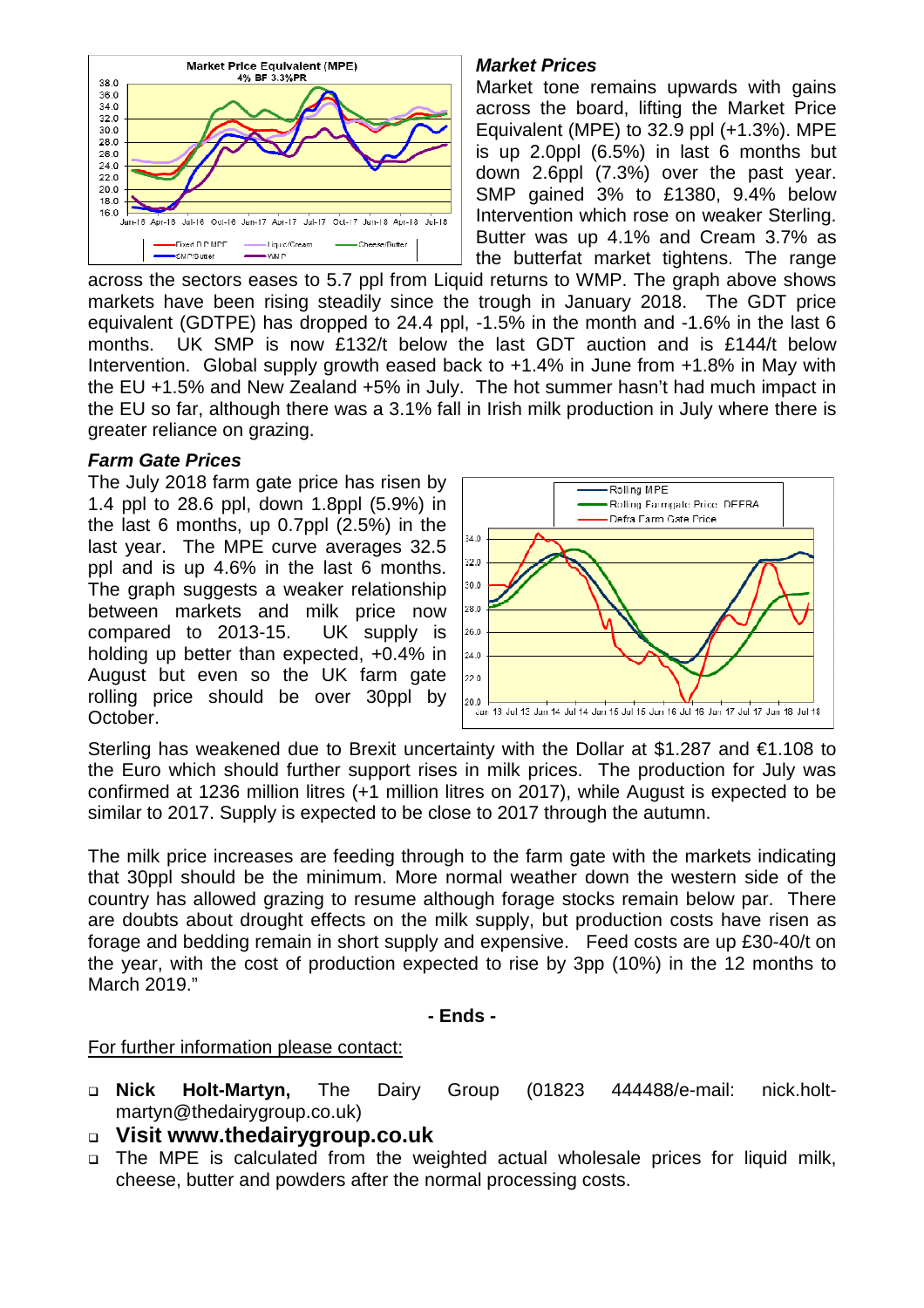Market Price Equivalent (MPE)
4% BF 3.3%PR
38.0
36.0
34.0
32.0
30.0
28.0
26.0
24.0
22.0
20.0
18.0
16.0
Jan-16 Apr-16 Jul-16 Oct-16 Jan-17 Apr-17 Jul-17 Oct-17 Jan-18 Apr-18 Jul-18
Fixed D P MPE
Liquid/Cream
Cheese/Butter
SMP/Butter
WMP

### *Market Prices*

Market tone remains upwards with gains across the board, lifting the Market Price Equivalent (MPE) to 32.9 ppl (+1.3%). MPE is up 2.0ppl (6.5%) in last 6 months but down 2.6ppl (7.3%) over the past year. SMP gained 3% to £1380, 9.4% below Intervention which rose on weaker Sterling. Butter was up 4.1% and Cream 3.7% as the butterfat market tightens. The range across the sectors eases to 5.7 ppl from Liquid returns to WMP. The graph above shows markets have been rising steadily since the trough in January 2018. The GDT price equivalent (GDTPE) has dropped to 24.4 ppl, -1.5% in the month and -1.6% in the last 6 months. UK SMP is now £132/t below the last GDT auction and is £144/t below Intervention. Global supply growth eased back to +1.4% in June from +1.8% in May with the EU +1.5% and New Zealand +5% in July. The hot summer hasn't had much impact in the EU so far, although there was a 3.1% fall in Irish milk production in July where there is greater reliance on grazing.

### *Farm Gate Prices*

The July 2018 farm gate price has risen by 1.4 ppl to 28.6 ppl, down 1.8ppl (5.9%) in the last 6 months, up 0.7ppl (2.5%) in the last year. The MPE curve averages 32.5 ppl and is up 4.6% in the last 6 months. The graph suggests a weaker relationship between markets and milk price now compared to 2013-15. UK supply is holding up better than expected, +0.4% in August but even so the UK farm gate rolling price should be over 30ppl by October.

Rolling MPE
Rolling Farmgate Price DEFRA
Defra Farm Gate Price
34.0
32.0
30.0
28.0
26.0
24.0
22.0
20.0
Jan 13 Jul 13 Jan 14 Jul 14 Jan 15 Jul 15 Jan 16 Jul 16 Jan 17 Jul 17 Jan 18 Jul 18

Sterling has weakened due to Brexit uncertainty with the Dollar at $1.287 and €1.108 to the Euro which should further support rises in milk prices. The production for July was confirmed at 1236 million litres (+1 million litres on 2017), while August is expected to be similar to 2017. Supply is expected to be close to 2017 through the autumn.

The milk price increases are feeding through to the farm gate with the markets indicating that 30ppl should be the minimum. More normal weather down the western side of the country has allowed grazing to resume although forage stocks remain below par. There are doubts about drought effects on the milk supply, but production costs have risen as forage and bedding remain in short supply and expensive. Feed costs are up £30-40/t on the year, with the cost of production expected to rise by 3pp (10%) in the 12 months to March 2019."

**- Ends -**

For further information please contact:

- **Nick Holt-Martyn,** The Dairy Group (01823 444488/e-mail: nick.holt-martyn@thedairygroup.co.uk)
- **Visit www.thedairygroup.co.uk**
- The MPE is calculated from the weighted actual wholesale prices for liquid milk, cheese, butter and powders after the normal processing costs.